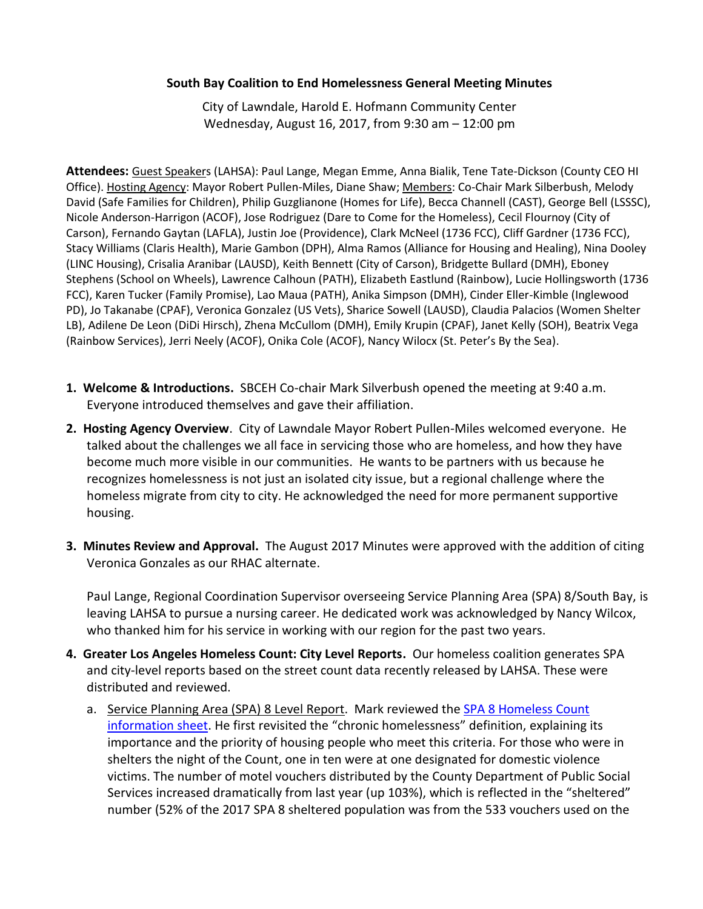**South Bay Coalition to End Homelessness General Meeting Minutes**

City of Lawndale, Harold E. Hofmann Community Center
Wednesday, August 16, 2017, from 9:30 am – 12:00 pm

**Attendees:** Guest Speakers (LAHSA): Paul Lange, Megan Emme, Anna Bialik, Tene Tate-Dickson (County CEO HI Office). Hosting Agency: Mayor Robert Pullen-Miles, Diane Shaw; Members: Co-Chair Mark Silberbush, Melody David (Safe Families for Children), Philip Guzglianone (Homes for Life), Becca Channell (CAST), George Bell (LSSSC), Nicole Anderson-Harrigon (ACOF), Jose Rodriguez (Dare to Come for the Homeless), Cecil Flournoy (City of Carson), Fernando Gaytan (LAFLA), Justin Joe (Providence), Clark McNeel (1736 FCC), Cliff Gardner (1736 FCC), Stacy Williams (Claris Health), Marie Gambon (DPH), Alma Ramos (Alliance for Housing and Healing), Nina Dooley (LINC Housing), Crisalia Aranibar (LAUSD), Keith Bennett (City of Carson), Bridgette Bullard (DMH), Eboney Stephens (School on Wheels), Lawrence Calhoun (PATH), Elizabeth Eastlund (Rainbow), Lucie Hollingsworth (1736 FCC), Karen Tucker (Family Promise), Lao Maua (PATH), Anika Simpson (DMH), Cinder Eller-Kimble (Inglewood PD), Jo Takanabe (CPAF), Veronica Gonzalez (US Vets), Sharice Sowell (LAUSD), Claudia Palacios (Women Shelter LB), Adilene De Leon (DiDi Hirsch), Zhena McCullom (DMH), Emily Krupin (CPAF), Janet Kelly (SOH), Beatrix Vega (Rainbow Services), Jerri Neely (ACOF), Onika Cole (ACOF), Nancy Wilocx (St. Peter's By the Sea).

1. **Welcome & Introductions.** SBCEH Co-chair Mark Silverbush opened the meeting at 9:40 a.m. Everyone introduced themselves and gave their affiliation.

2. **Hosting Agency Overview**. City of Lawndale Mayor Robert Pullen-Miles welcomed everyone. He talked about the challenges we all face in servicing those who are homeless, and how they have become much more visible in our communities. He wants to be partners with us because he recognizes homelessness is not just an isolated city issue, but a regional challenge where the homeless migrate from city to city. He acknowledged the need for more permanent supportive housing.

3. **Minutes Review and Approval.** The August 2017 Minutes were approved with the addition of citing Veronica Gonzales as our RHAC alternate.

   Paul Lange, Regional Coordination Supervisor overseeing Service Planning Area (SPA) 8/South Bay, is leaving LAHSA to pursue a nursing career. He dedicated work was acknowledged by Nancy Wilcox, who thanked him for his service in working with our region for the past two years.

4. **Greater Los Angeles Homeless Count: City Level Reports.** Our homeless coalition generates SPA and city-level reports based on the street count data recently released by LAHSA. These were distributed and reviewed.

   a. Service Planning Area (SPA) 8 Level Report. Mark reviewed the SPA 8 Homeless Count information sheet. He first revisited the "chronic homelessness" definition, explaining its importance and the priority of housing people who meet this criteria. For those who were in shelters the night of the Count, one in ten were at one designated for domestic violence victims. The number of motel vouchers distributed by the County Department of Public Social Services increased dramatically from last year (up 103%), which is reflected in the "sheltered" number (52% of the 2017 SPA 8 sheltered population was from the 533 vouchers used on the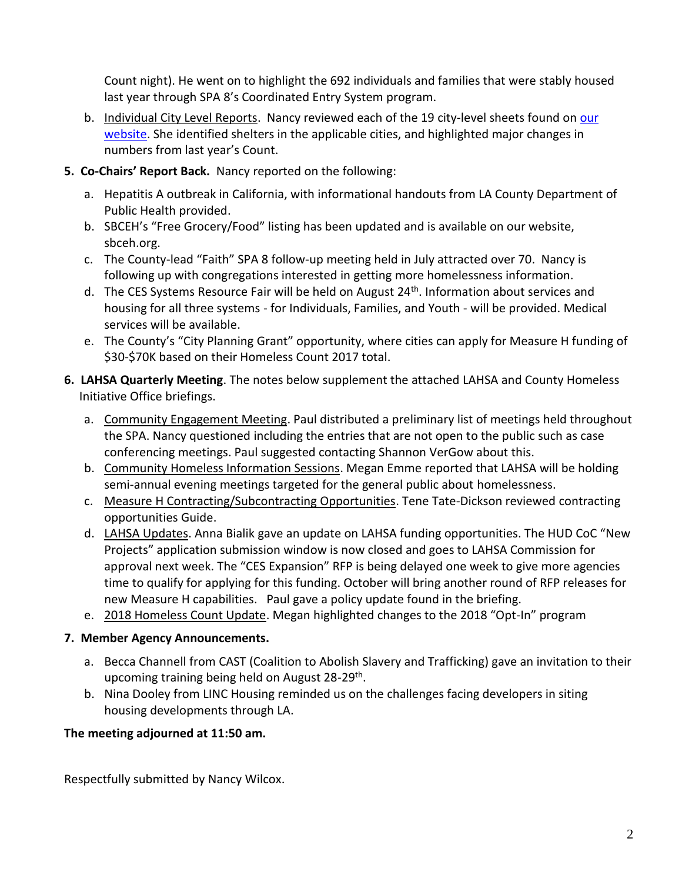Count night). He went on to highlight the 692 individuals and families that were stably housed last year through SPA 8's Coordinated Entry System program.

b. Individual City Level Reports. Nancy reviewed each of the 19 city-level sheets found on our website. She identified shelters in the applicable cities, and highlighted major changes in numbers from last year's Count.

**5. Co-Chairs' Report Back.** Nancy reported on the following:

a. Hepatitis A outbreak in California, with informational handouts from LA County Department of Public Health provided.

b. SBCEH's "Free Grocery/Food" listing has been updated and is available on our website, sbceh.org.

c. The County-lead "Faith" SPA 8 follow-up meeting held in July attracted over 70. Nancy is following up with congregations interested in getting more homelessness information.

d. The CES Systems Resource Fair will be held on August 24th. Information about services and housing for all three systems - for Individuals, Families, and Youth - will be provided. Medical services will be available.

e. The County's "City Planning Grant" opportunity, where cities can apply for Measure H funding of $30-$70K based on their Homeless Count 2017 total.

**6. LAHSA Quarterly Meeting**. The notes below supplement the attached LAHSA and County Homeless Initiative Office briefings.

a. Community Engagement Meeting. Paul distributed a preliminary list of meetings held throughout the SPA. Nancy questioned including the entries that are not open to the public such as case conferencing meetings. Paul suggested contacting Shannon VerGow about this.

b. Community Homeless Information Sessions. Megan Emme reported that LAHSA will be holding semi-annual evening meetings targeted for the general public about homelessness.

c. Measure H Contracting/Subcontracting Opportunities. Tene Tate-Dickson reviewed contracting opportunities Guide.

d. LAHSA Updates. Anna Bialik gave an update on LAHSA funding opportunities. The HUD CoC "New Projects" application submission window is now closed and goes to LAHSA Commission for approval next week. The "CES Expansion" RFP is being delayed one week to give more agencies time to qualify for applying for this funding. October will bring another round of RFP releases for new Measure H capabilities. Paul gave a policy update found in the briefing.

e. 2018 Homeless Count Update. Megan highlighted changes to the 2018 "Opt-In" program

**7. Member Agency Announcements.**

a. Becca Channell from CAST (Coalition to Abolish Slavery and Trafficking) gave an invitation to their upcoming training being held on August 28-29th.

b. Nina Dooley from LINC Housing reminded us on the challenges facing developers in siting housing developments through LA.

**The meeting adjourned at 11:50 am.**

Respectfully submitted by Nancy Wilcox.